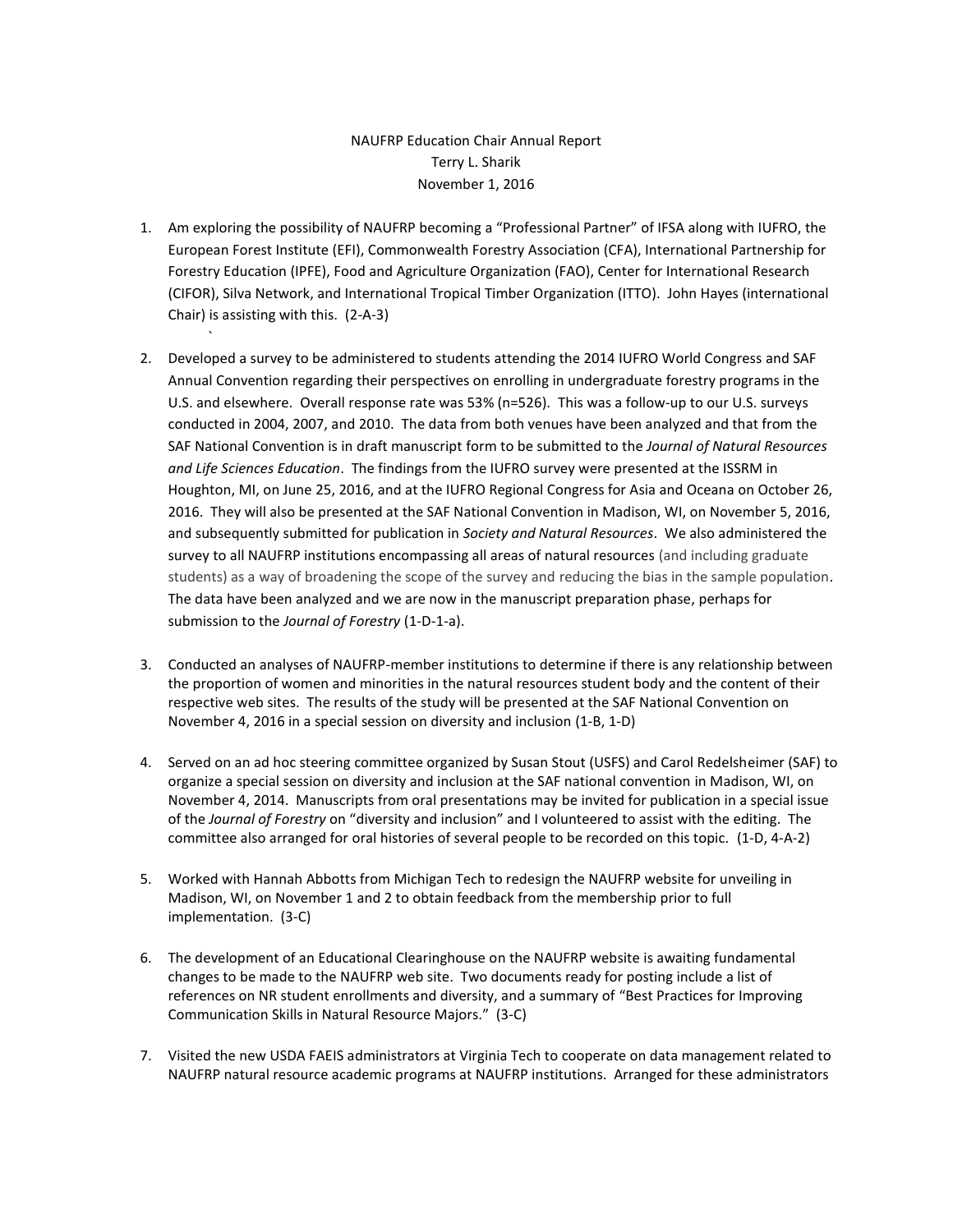NAUFRP Education Chair Annual Report
Terry L. Sharik
November 1, 2016

1. Am exploring the possibility of NAUFRP becoming a "Professional Partner" of IFSA along with IUFRO, the European Forest Institute (EFI), Commonwealth Forestry Association (CFA), International Partnership for Forestry Education (IPFE), Food and Agriculture Organization (FAO), Center for International Research (CIFOR), Silva Network, and International Tropical Timber Organization (ITTO). John Hayes (international Chair) is assisting with this. (2-A-3)

2. Developed a survey to be administered to students attending the 2014 IUFRO World Congress and SAF Annual Convention regarding their perspectives on enrolling in undergraduate forestry programs in the U.S. and elsewhere. Overall response rate was 53% (n=526). This was a follow-up to our U.S. surveys conducted in 2004, 2007, and 2010. The data from both venues have been analyzed and that from the SAF National Convention is in draft manuscript form to be submitted to the *Journal of Natural Resources and Life Sciences Education*. The findings from the IUFRO survey were presented at the ISSRM in Houghton, MI, on June 25, 2016, and at the IUFRO Regional Congress for Asia and Oceana on October 26, 2016. They will also be presented at the SAF National Convention in Madison, WI, on November 5, 2016, and subsequently submitted for publication in *Society and Natural Resources*. We also administered the survey to all NAUFRP institutions encompassing all areas of natural resources (and including graduate students) as a way of broadening the scope of the survey and reducing the bias in the sample population. The data have been analyzed and we are now in the manuscript preparation phase, perhaps for submission to the *Journal of Forestry* (1-D-1-a).

3. Conducted an analyses of NAUFRP-member institutions to determine if there is any relationship between the proportion of women and minorities in the natural resources student body and the content of their respective web sites. The results of the study will be presented at the SAF National Convention on November 4, 2016 in a special session on diversity and inclusion (1-B, 1-D)

4. Served on an ad hoc steering committee organized by Susan Stout (USFS) and Carol Redelsheimer (SAF) to organize a special session on diversity and inclusion at the SAF national convention in Madison, WI, on November 4, 2014. Manuscripts from oral presentations may be invited for publication in a special issue of the *Journal of Forestry* on "diversity and inclusion" and I volunteered to assist with the editing. The committee also arranged for oral histories of several people to be recorded on this topic. (1-D, 4-A-2)

5. Worked with Hannah Abbotts from Michigan Tech to redesign the NAUFRP website for unveiling in Madison, WI, on November 1 and 2 to obtain feedback from the membership prior to full implementation. (3-C)

6. The development of an Educational Clearinghouse on the NAUFRP website is awaiting fundamental changes to be made to the NAUFRP web site. Two documents ready for posting include a list of references on NR student enrollments and diversity, and a summary of "Best Practices for Improving Communication Skills in Natural Resource Majors." (3-C)

7. Visited the new USDA FAEIS administrators at Virginia Tech to cooperate on data management related to NAUFRP natural resource academic programs at NAUFRP institutions. Arranged for these administrators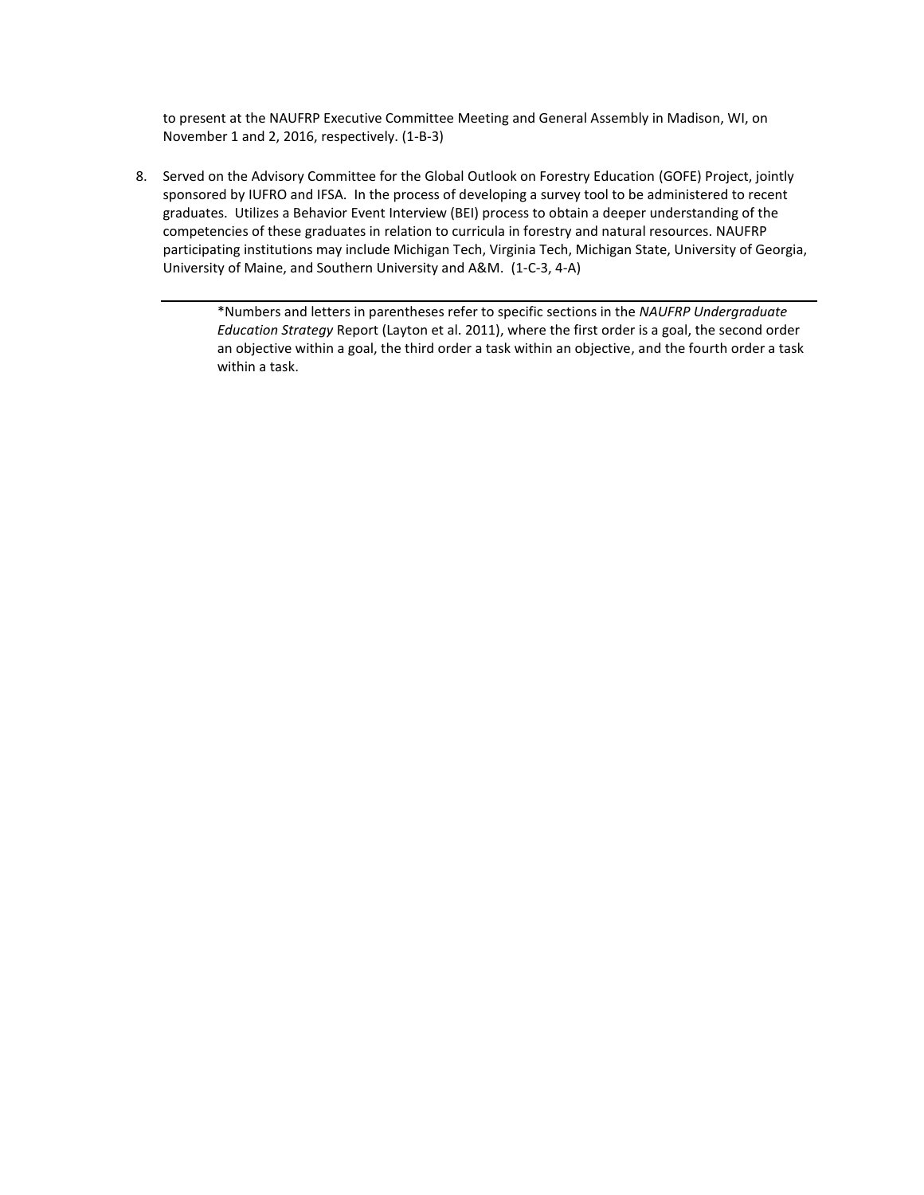to present at the NAUFRP Executive Committee Meeting and General Assembly in Madison, WI, on November 1 and 2, 2016, respectively. (1-B-3)

8. Served on the Advisory Committee for the Global Outlook on Forestry Education (GOFE) Project, jointly sponsored by IUFRO and IFSA. In the process of developing a survey tool to be administered to recent graduates. Utilizes a Behavior Event Interview (BEI) process to obtain a deeper understanding of the competencies of these graduates in relation to curricula in forestry and natural resources. NAUFRP participating institutions may include Michigan Tech, Virginia Tech, Michigan State, University of Georgia, University of Maine, and Southern University and A&M. (1-C-3, 4-A)

---

*Numbers and letters in parentheses refer to specific sections in the *NAUFRP Undergraduate Education Strategy* Report (Layton et al. 2011), where the first order is a goal, the second order an objective within a goal, the third order a task within an objective, and the fourth order a task within a task.